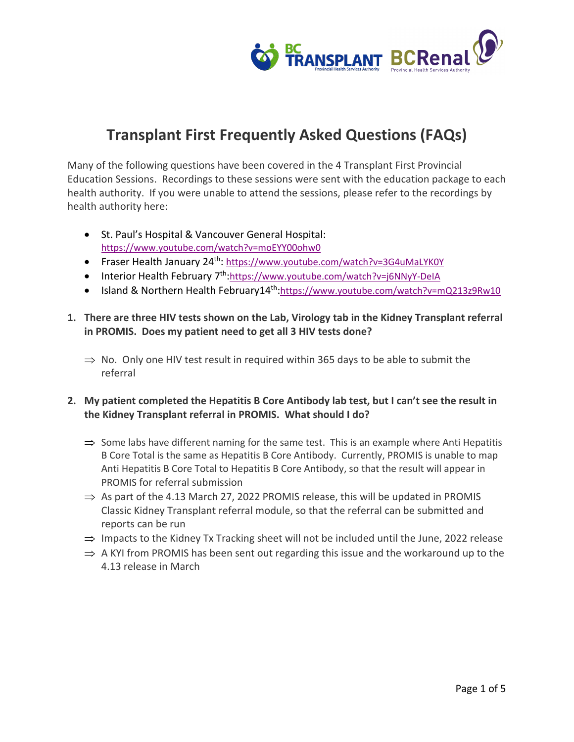# Transplant First Frequently Asked Questions (FAQs)

Many of the following questions have been covered in the 4 Transplant First Provincial Education Sessions. Recordings to these sessions were sent with the education package to each health authority. If you were unable to attend the sessions, please refer to the recordings by health authority here:

- St. Paul's Hospital & Vancouver General Hospital: https://www.youtube.com/watch?v=moEYY00ohw0
- Fraser Health January 24th: https://www.youtube.com/watch?v=3G4uMaLYK0Y
- Interior Health February 7th: https://www.youtube.com/watch?v=j6NNyY-DeIA
- Island & Northern Health February14th: https://www.youtube.com/watch?v=mQ213z9Rw10

**1. There are three HIV tests shown on the Lab, Virology tab in the Kidney Transplant referral in PROMIS. Does my patient need to get all 3 HIV tests done?**

⇒ No. Only one HIV test result in required within 365 days to be able to submit the referral

**2. My patient completed the Hepatitis B Core Antibody lab test, but I can't see the result in the Kidney Transplant referral in PROMIS. What should I do?**

⇒ Some labs have different naming for the same test. This is an example where Anti Hepatitis B Core Total is the same as Hepatitis B Core Antibody. Currently, PROMIS is unable to map Anti Hepatitis B Core Total to Hepatitis B Core Antibody, so that the result will appear in PROMIS for referral submission

⇒ As part of the 4.13 March 27, 2022 PROMIS release, this will be updated in PROMIS Classic Kidney Transplant referral module, so that the referral can be submitted and reports can be run

⇒ Impacts to the Kidney Tx Tracking sheet will not be included until the June, 2022 release

⇒ A KYI from PROMIS has been sent out regarding this issue and the workaround up to the 4.13 release in March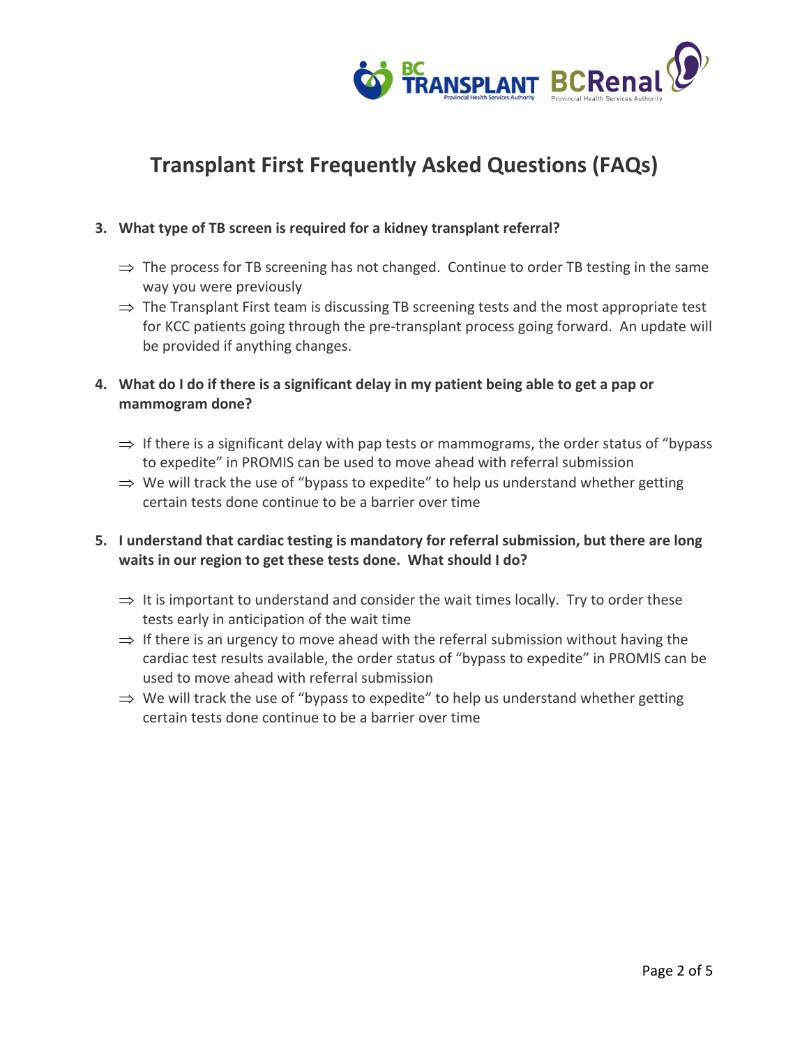# Transplant First Frequently Asked Questions (FAQs)

3. **What type of TB screen is required for a kidney transplant referral?**

   - ⇒ The process for TB screening has not changed. Continue to order TB testing in the same way you were previously
   - ⇒ The Transplant First team is discussing TB screening tests and the most appropriate test for KCC patients going through the pre-transplant process going forward. An update will be provided if anything changes.

4. **What do I do if there is a significant delay in my patient being able to get a pap or mammogram done?**

   - ⇒ If there is a significant delay with pap tests or mammograms, the order status of "bypass to expedite" in PROMIS can be used to move ahead with referral submission
   - ⇒ We will track the use of "bypass to expedite" to help us understand whether getting certain tests done continue to be a barrier over time

5. **I understand that cardiac testing is mandatory for referral submission, but there are long waits in our region to get these tests done. What should I do?**

   - ⇒ It is important to understand and consider the wait times locally. Try to order these tests early in anticipation of the wait time
   - ⇒ If there is an urgency to move ahead with the referral submission without having the cardiac test results available, the order status of "bypass to expedite" in PROMIS can be used to move ahead with referral submission
   - ⇒ We will track the use of "bypass to expedite" to help us understand whether getting certain tests done continue to be a barrier over time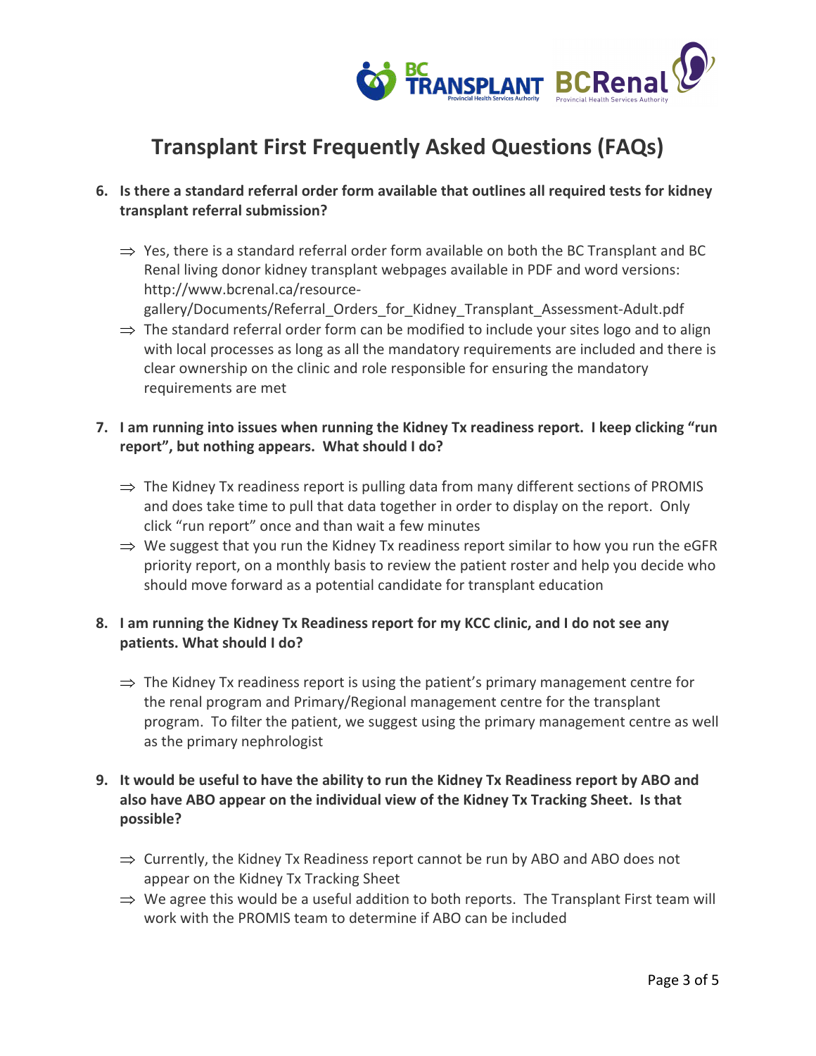# Transplant First Frequently Asked Questions (FAQs)

6. **Is there a standard referral order form available that outlines all required tests for kidney transplant referral submission?**

   ⇒ Yes, there is a standard referral order form available on both the BC Transplant and BC Renal living donor kidney transplant webpages available in PDF and word versions: http://www.bcrenal.ca/resource-gallery/Documents/Referral_Orders_for_Kidney_Transplant_Assessment-Adult.pdf

   ⇒ The standard referral order form can be modified to include your sites logo and to align with local processes as long as all the mandatory requirements are included and there is clear ownership on the clinic and role responsible for ensuring the mandatory requirements are met

7. **I am running into issues when running the Kidney Tx readiness report. I keep clicking "run report", but nothing appears. What should I do?**

   ⇒ The Kidney Tx readiness report is pulling data from many different sections of PROMIS and does take time to pull that data together in order to display on the report. Only click "run report" once and than wait a few minutes

   ⇒ We suggest that you run the Kidney Tx readiness report similar to how you run the eGFR priority report, on a monthly basis to review the patient roster and help you decide who should move forward as a potential candidate for transplant education

8. **I am running the Kidney Tx Readiness report for my KCC clinic, and I do not see any patients. What should I do?**

   ⇒ The Kidney Tx readiness report is using the patient's primary management centre for the renal program and Primary/Regional management centre for the transplant program. To filter the patient, we suggest using the primary management centre as well as the primary nephrologist

9. **It would be useful to have the ability to run the Kidney Tx Readiness report by ABO and also have ABO appear on the individual view of the Kidney Tx Tracking Sheet. Is that possible?**

   ⇒ Currently, the Kidney Tx Readiness report cannot be run by ABO and ABO does not appear on the Kidney Tx Tracking Sheet

   ⇒ We agree this would be a useful addition to both reports. The Transplant First team will work with the PROMIS team to determine if ABO can be included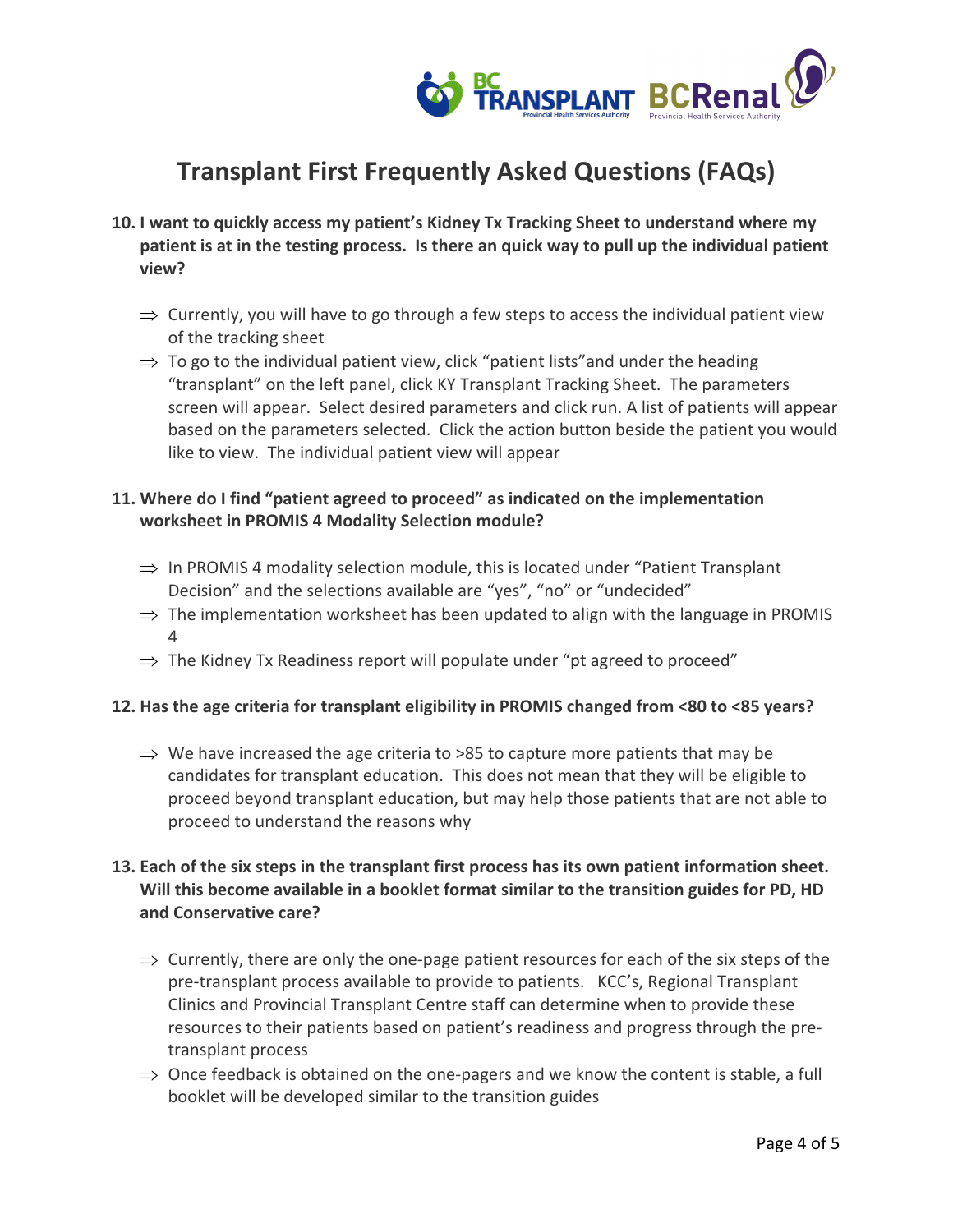# Transplant First Frequently Asked Questions (FAQs)

**10. I want to quickly access my patient's Kidney Tx Tracking Sheet to understand where my patient is at in the testing process. Is there an quick way to pull up the individual patient view?**

- ⇒ Currently, you will have to go through a few steps to access the individual patient view of the tracking sheet
- ⇒ To go to the individual patient view, click "patient lists"and under the heading "transplant" on the left panel, click KY Transplant Tracking Sheet. The parameters screen will appear. Select desired parameters and click run. A list of patients will appear based on the parameters selected. Click the action button beside the patient you would like to view. The individual patient view will appear

**11. Where do I find "patient agreed to proceed" as indicated on the implementation worksheet in PROMIS 4 Modality Selection module?**

- ⇒ In PROMIS 4 modality selection module, this is located under "Patient Transplant Decision" and the selections available are "yes", "no" or "undecided"
- ⇒ The implementation worksheet has been updated to align with the language in PROMIS 4
- ⇒ The Kidney Tx Readiness report will populate under "pt agreed to proceed"

**12. Has the age criteria for transplant eligibility in PROMIS changed from <80 to <85 years?**

- ⇒ We have increased the age criteria to >85 to capture more patients that may be candidates for transplant education. This does not mean that they will be eligible to proceed beyond transplant education, but may help those patients that are not able to proceed to understand the reasons why

**13. Each of the six steps in the transplant first process has its own patient information sheet. Will this become available in a booklet format similar to the transition guides for PD, HD and Conservative care?**

- ⇒ Currently, there are only the one-page patient resources for each of the six steps of the pre-transplant process available to provide to patients. KCC's, Regional Transplant Clinics and Provincial Transplant Centre staff can determine when to provide these resources to their patients based on patient's readiness and progress through the pre-transplant process
- ⇒ Once feedback is obtained on the one-pagers and we know the content is stable, a full booklet will be developed similar to the transition guides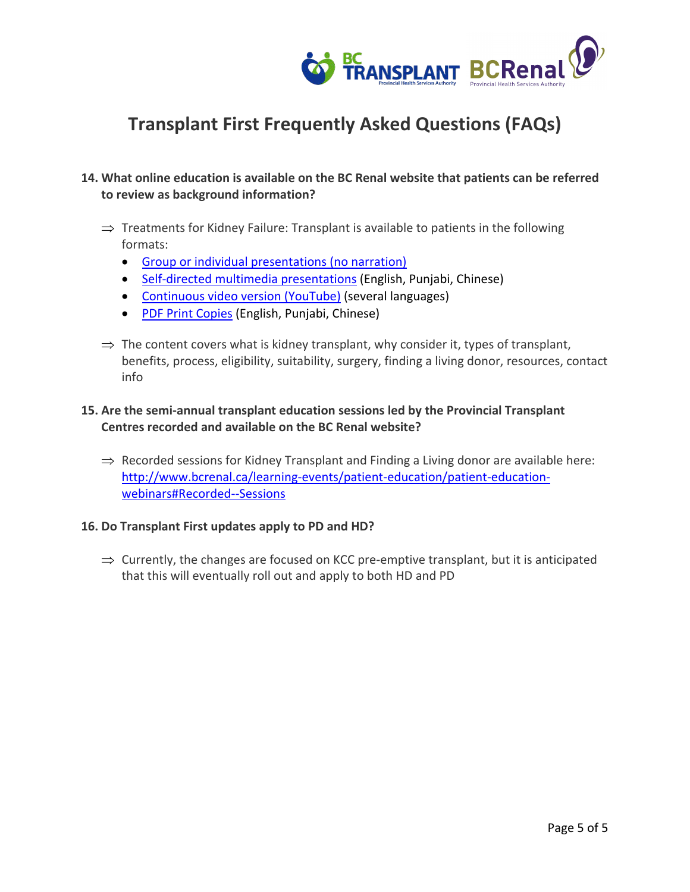# Transplant First Frequently Asked Questions (FAQs)

**14. What online education is available on the BC Renal website that patients can be referred to review as background information?**

⇒ Treatments for Kidney Failure: Transplant is available to patients in the following formats:

- Group or individual presentations (no narration)
- Self-directed multimedia presentations (English, Punjabi, Chinese)
- Continuous video version (YouTube) (several languages)
- PDF Print Copies (English, Punjabi, Chinese)

⇒ The content covers what is kidney transplant, why consider it, types of transplant, benefits, process, eligibility, suitability, surgery, finding a living donor, resources, contact info

**15. Are the semi-annual transplant education sessions led by the Provincial Transplant Centres recorded and available on the BC Renal website?**

⇒ Recorded sessions for Kidney Transplant and Finding a Living donor are available here: http://www.bcrenal.ca/learning-events/patient-education/patient-education-webinars#Recorded--Sessions

**16. Do Transplant First updates apply to PD and HD?**

⇒ Currently, the changes are focused on KCC pre-emptive transplant, but it is anticipated that this will eventually roll out and apply to both HD and PD